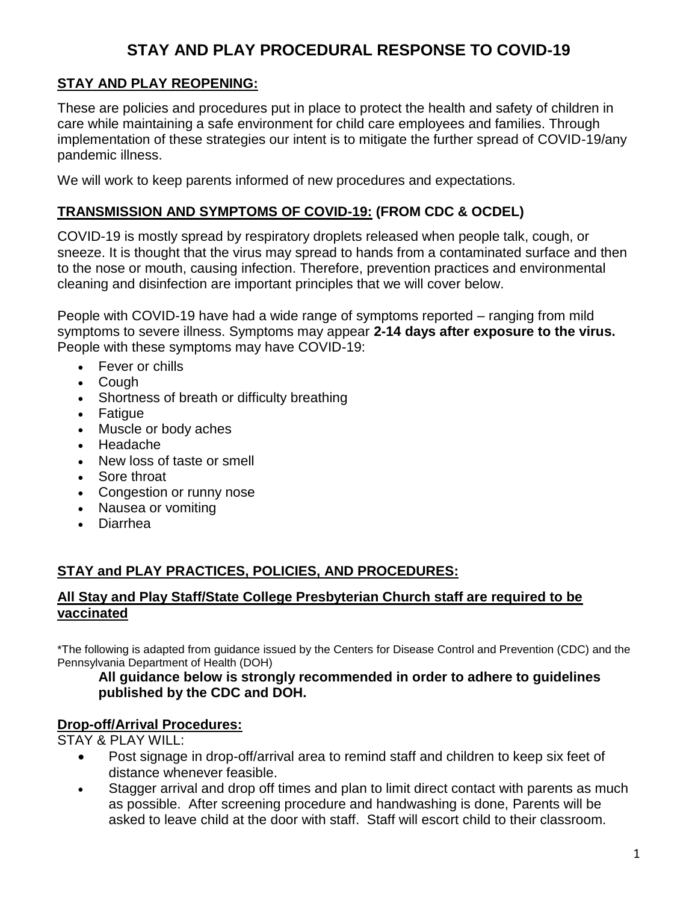# STAY AND PLAY PROCEDURAL RESPONSE TO COVID-19

## STAY AND PLAY REOPENING:

These are policies and procedures put in place to protect the health and safety of children in care while maintaining a safe environment for child care employees and families. Through implementation of these strategies our intent is to mitigate the further spread of COVID-19/any pandemic illness.

We will work to keep parents informed of new procedures and expectations.

## TRANSMISSION AND SYMPTOMS OF COVID-19: (FROM CDC & OCDEL)

COVID-19 is mostly spread by respiratory droplets released when people talk, cough, or sneeze. It is thought that the virus may spread to hands from a contaminated surface and then to the nose or mouth, causing infection. Therefore, prevention practices and environmental cleaning and disinfection are important principles that we will cover below.

People with COVID-19 have had a wide range of symptoms reported – ranging from mild symptoms to severe illness. Symptoms may appear **2-14 days after exposure to the virus.** People with these symptoms may have COVID-19:

- Fever or chills
- Cough
- Shortness of breath or difficulty breathing
- Fatigue
- Muscle or body aches
- Headache
- New loss of taste or smell
- Sore throat
- Congestion or runny nose
- Nausea or vomiting
- Diarrhea

## STAY and PLAY PRACTICES, POLICIES, AND PROCEDURES:

### All Stay and Play Staff/State College Presbyterian Church staff are required to be vaccinated

*The following is adapted from guidance issued by the Centers for Disease Control and Prevention (CDC) and the Pennsylvania Department of Health (DOH)

**All guidance below is strongly recommended in order to adhere to guidelines published by the CDC and DOH.**

### Drop-off/Arrival Procedures:

STAY & PLAY WILL:

- Post signage in drop-off/arrival area to remind staff and children to keep six feet of distance whenever feasible.
- Stagger arrival and drop off times and plan to limit direct contact with parents as much as possible. After screening procedure and handwashing is done, Parents will be asked to leave child at the door with staff. Staff will escort child to their classroom.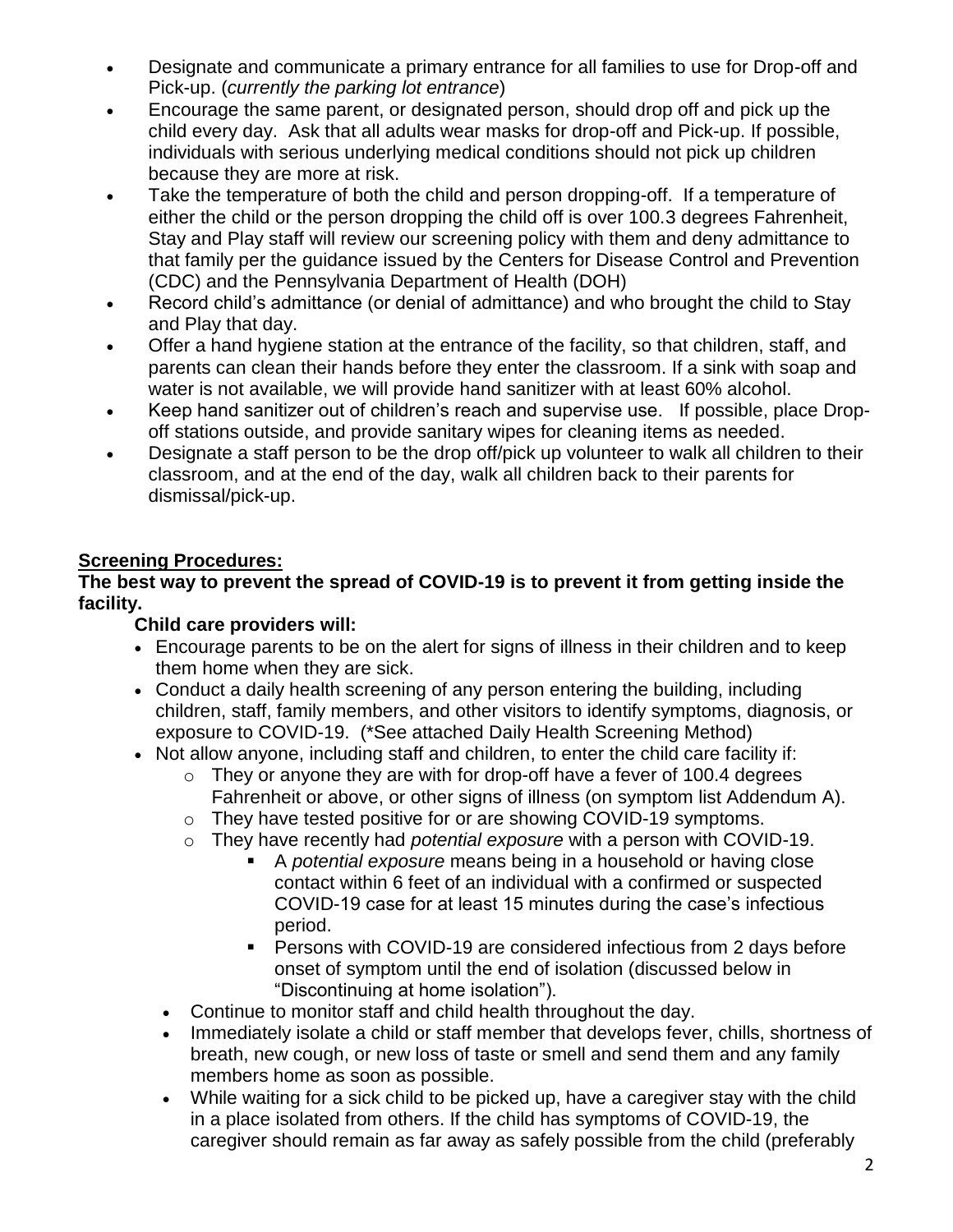- Designate and communicate a primary entrance for all families to use for Drop-off and Pick-up. (*currently the parking lot entrance*)
- Encourage the same parent, or designated person, should drop off and pick up the child every day. Ask that all adults wear masks for drop-off and Pick-up. If possible, individuals with serious underlying medical conditions should not pick up children because they are more at risk.
- Take the temperature of both the child and person dropping-off. If a temperature of either the child or the person dropping the child off is over 100.3 degrees Fahrenheit, Stay and Play staff will review our screening policy with them and deny admittance to that family per the guidance issued by the Centers for Disease Control and Prevention (CDC) and the Pennsylvania Department of Health (DOH)
- Record child's admittance (or denial of admittance) and who brought the child to Stay and Play that day.
- Offer a hand hygiene station at the entrance of the facility, so that children, staff, and parents can clean their hands before they enter the classroom. If a sink with soap and water is not available, we will provide hand sanitizer with at least 60% alcohol.
- Keep hand sanitizer out of children's reach and supervise use. If possible, place Drop-off stations outside, and provide sanitary wipes for cleaning items as needed.
- Designate a staff person to be the drop off/pick up volunteer to walk all children to their classroom, and at the end of the day, walk all children back to their parents for dismissal/pick-up.

**Screening Procedures:**

**The best way to prevent the spread of COVID-19 is to prevent it from getting inside the facility.**

**Child care providers will:**

- Encourage parents to be on the alert for signs of illness in their children and to keep them home when they are sick.
- Conduct a daily health screening of any person entering the building, including children, staff, family members, and other visitors to identify symptoms, diagnosis, or exposure to COVID-19. (*See attached Daily Health Screening Method)
- Not allow anyone, including staff and children, to enter the child care facility if:
  - They or anyone they are with for drop-off have a fever of 100.4 degrees Fahrenheit or above, or other signs of illness (on symptom list Addendum A).
  - They have tested positive for or are showing COVID-19 symptoms.
  - They have recently had *potential exposure* with a person with COVID-19.
    - A *potential exposure* means being in a household or having close contact within 6 feet of an individual with a confirmed or suspected COVID-19 case for at least 15 minutes during the case's infectious period.
    - Persons with COVID-19 are considered infectious from 2 days before onset of symptom until the end of isolation (discussed below in "Discontinuing at home isolation").
- Continue to monitor staff and child health throughout the day.
- Immediately isolate a child or staff member that develops fever, chills, shortness of breath, new cough, or new loss of taste or smell and send them and any family members home as soon as possible.
- While waiting for a sick child to be picked up, have a caregiver stay with the child in a place isolated from others. If the child has symptoms of COVID-19, the caregiver should remain as far away as safely possible from the child (preferably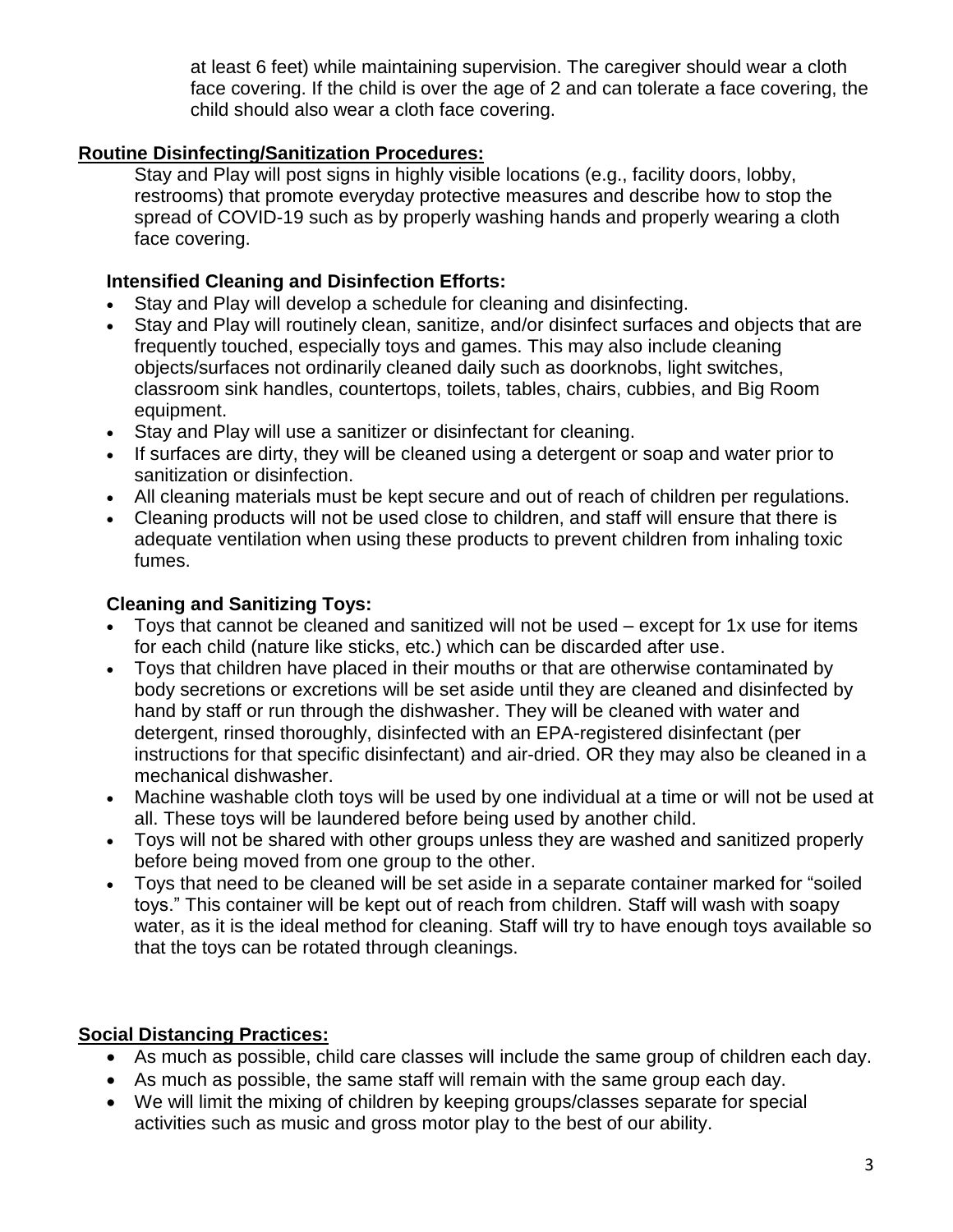at least 6 feet) while maintaining supervision. The caregiver should wear a cloth face covering. If the child is over the age of 2 and can tolerate a face covering, the child should also wear a cloth face covering.

## Routine Disinfecting/Sanitization Procedures:

Stay and Play will post signs in highly visible locations (e.g., facility doors, lobby, restrooms) that promote everyday protective measures and describe how to stop the spread of COVID-19 such as by properly washing hands and properly wearing a cloth face covering.

### Intensified Cleaning and Disinfection Efforts:

- Stay and Play will develop a schedule for cleaning and disinfecting.
- Stay and Play will routinely clean, sanitize, and/or disinfect surfaces and objects that are frequently touched, especially toys and games. This may also include cleaning objects/surfaces not ordinarily cleaned daily such as doorknobs, light switches, classroom sink handles, countertops, toilets, tables, chairs, cubbies, and Big Room equipment.
- Stay and Play will use a sanitizer or disinfectant for cleaning.
- If surfaces are dirty, they will be cleaned using a detergent or soap and water prior to sanitization or disinfection.
- All cleaning materials must be kept secure and out of reach of children per regulations.
- Cleaning products will not be used close to children, and staff will ensure that there is adequate ventilation when using these products to prevent children from inhaling toxic fumes.

### Cleaning and Sanitizing Toys:

- Toys that cannot be cleaned and sanitized will not be used – except for 1x use for items for each child (nature like sticks, etc.) which can be discarded after use.
- Toys that children have placed in their mouths or that are otherwise contaminated by body secretions or excretions will be set aside until they are cleaned and disinfected by hand by staff or run through the dishwasher. They will be cleaned with water and detergent, rinsed thoroughly, disinfected with an EPA-registered disinfectant (per instructions for that specific disinfectant) and air-dried. OR they may also be cleaned in a mechanical dishwasher.
- Machine washable cloth toys will be used by one individual at a time or will not be used at all. These toys will be laundered before being used by another child.
- Toys will not be shared with other groups unless they are washed and sanitized properly before being moved from one group to the other.
- Toys that need to be cleaned will be set aside in a separate container marked for "soiled toys." This container will be kept out of reach from children. Staff will wash with soapy water, as it is the ideal method for cleaning. Staff will try to have enough toys available so that the toys can be rotated through cleanings.

## Social Distancing Practices:

- As much as possible, child care classes will include the same group of children each day.
- As much as possible, the same staff will remain with the same group each day.
- We will limit the mixing of children by keeping groups/classes separate for special activities such as music and gross motor play to the best of our ability.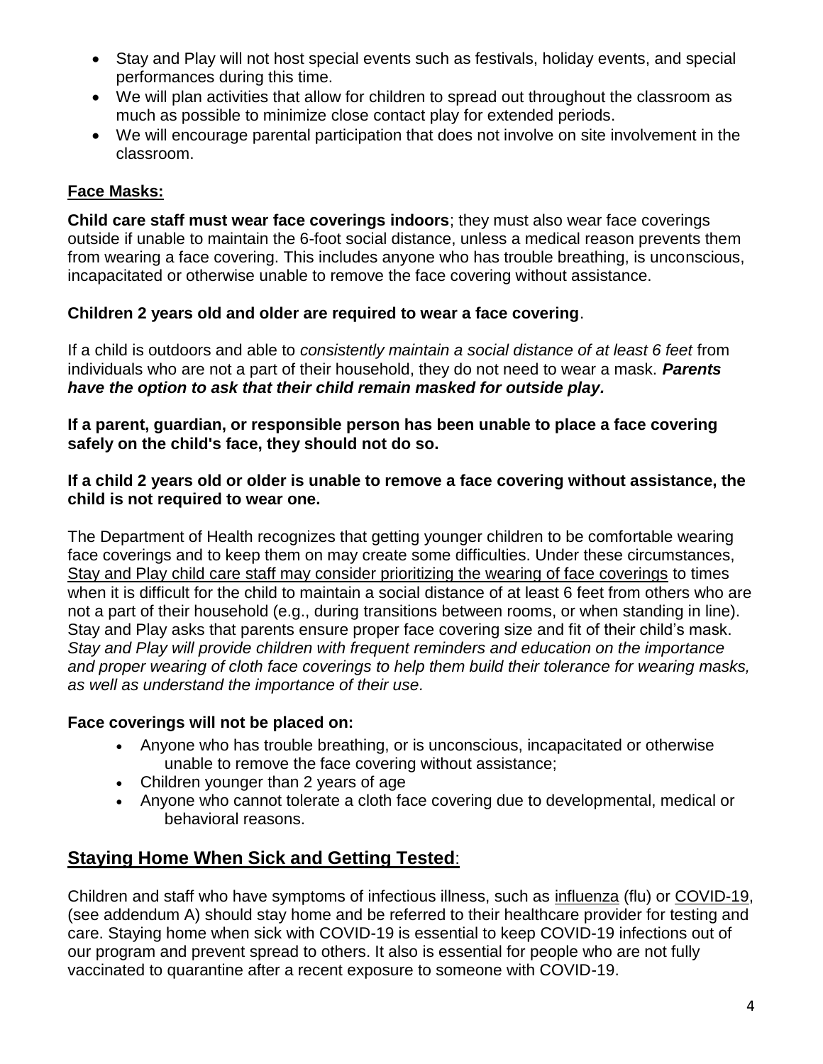- Stay and Play will not host special events such as festivals, holiday events, and special performances during this time.
- We will plan activities that allow for children to spread out throughout the classroom as much as possible to minimize close contact play for extended periods.
- We will encourage parental participation that does not involve on site involvement in the classroom.

**Face Masks:**

**Child care staff must wear face coverings indoors**; they must also wear face coverings outside if unable to maintain the 6-foot social distance, unless a medical reason prevents them from wearing a face covering. This includes anyone who has trouble breathing, is unconscious, incapacitated or otherwise unable to remove the face covering without assistance.

**Children 2 years old and older are required to wear a face covering**.

If a child is outdoors and able to *consistently maintain a social distance of at least 6 feet* from individuals who are not a part of their household, they do not need to wear a mask. ***Parents have the option to ask that their child remain masked for outside play.***

**If a parent, guardian, or responsible person has been unable to place a face covering safely on the child's face, they should not do so.**

**If a child 2 years old or older is unable to remove a face covering without assistance, the child is not required to wear one.**

The Department of Health recognizes that getting younger children to be comfortable wearing face coverings and to keep them on may create some difficulties. Under these circumstances, Stay and Play child care staff may consider prioritizing the wearing of face coverings to times when it is difficult for the child to maintain a social distance of at least 6 feet from others who are not a part of their household (e.g., during transitions between rooms, or when standing in line). Stay and Play asks that parents ensure proper face covering size and fit of their child's mask. *Stay and Play will provide children with frequent reminders and education on the importance and proper wearing of cloth face coverings to help them build their tolerance for wearing masks, as well as understand the importance of their use.*

**Face coverings will not be placed on:**

- Anyone who has trouble breathing, or is unconscious, incapacitated or otherwise unable to remove the face covering without assistance;
- Children younger than 2 years of age
- Anyone who cannot tolerate a cloth face covering due to developmental, medical or behavioral reasons.

## Staying Home When Sick and Getting Tested:

Children and staff who have symptoms of infectious illness, such as influenza (flu) or COVID-19, (see addendum A) should stay home and be referred to their healthcare provider for testing and care. Staying home when sick with COVID-19 is essential to keep COVID-19 infections out of our program and prevent spread to others. It also is essential for people who are not fully vaccinated to quarantine after a recent exposure to someone with COVID-19.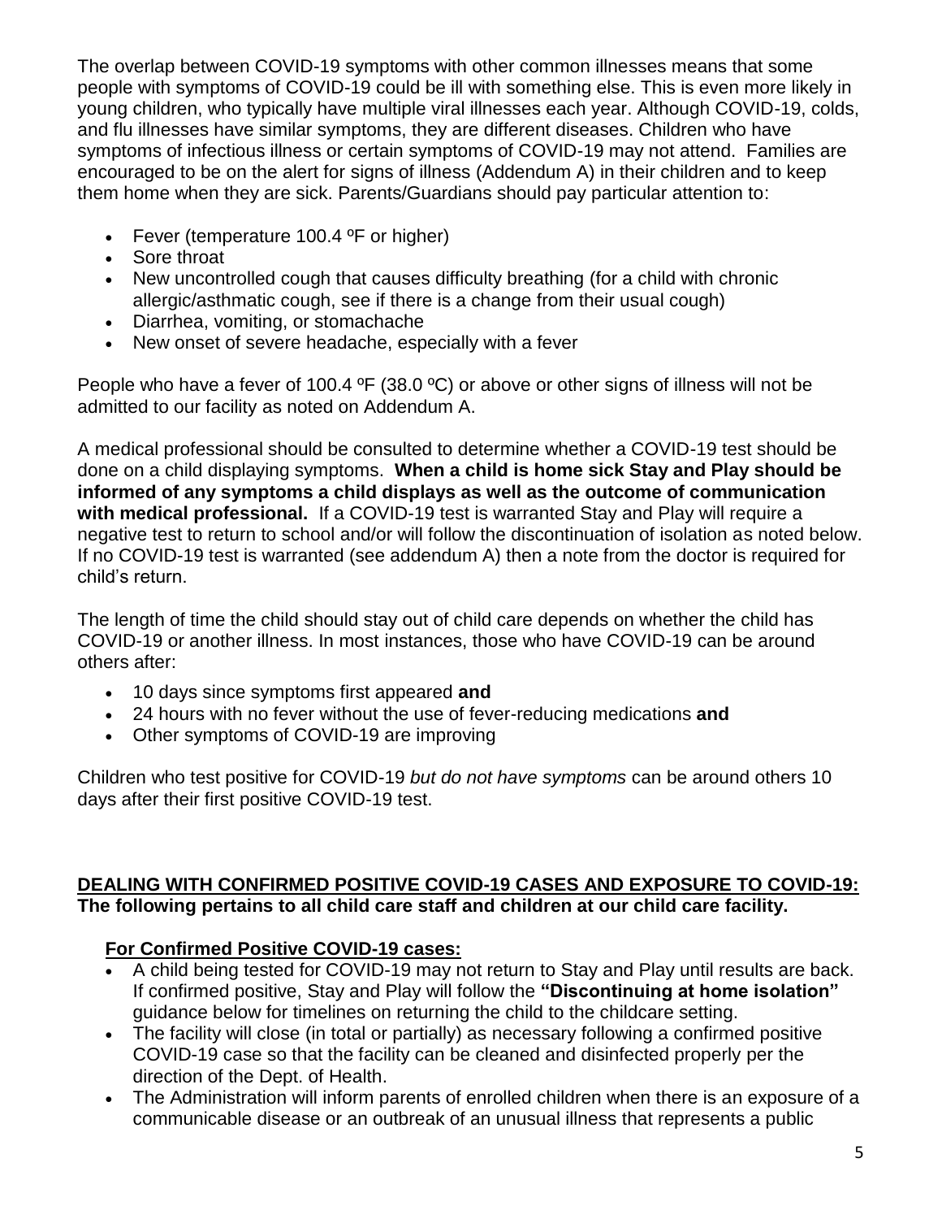The overlap between COVID-19 symptoms with other common illnesses means that some people with symptoms of COVID-19 could be ill with something else. This is even more likely in young children, who typically have multiple viral illnesses each year. Although COVID-19, colds, and flu illnesses have similar symptoms, they are different diseases. Children who have symptoms of infectious illness or certain symptoms of COVID-19 may not attend. Families are encouraged to be on the alert for signs of illness (Addendum A) in their children and to keep them home when they are sick. Parents/Guardians should pay particular attention to:

- Fever (temperature 100.4 ºF or higher)
- Sore throat
- New uncontrolled cough that causes difficulty breathing (for a child with chronic allergic/asthmatic cough, see if there is a change from their usual cough)
- Diarrhea, vomiting, or stomachache
- New onset of severe headache, especially with a fever

People who have a fever of 100.4 ºF (38.0 ºC) or above or other signs of illness will not be admitted to our facility as noted on Addendum A.

A medical professional should be consulted to determine whether a COVID-19 test should be done on a child displaying symptoms. **When a child is home sick Stay and Play should be informed of any symptoms a child displays as well as the outcome of communication with medical professional.** If a COVID-19 test is warranted Stay and Play will require a negative test to return to school and/or will follow the discontinuation of isolation as noted below. If no COVID-19 test is warranted (see addendum A) then a note from the doctor is required for child's return.

The length of time the child should stay out of child care depends on whether the child has COVID-19 or another illness. In most instances, those who have COVID-19 can be around others after:

- 10 days since symptoms first appeared **and**
- 24 hours with no fever without the use of fever-reducing medications **and**
- Other symptoms of COVID-19 are improving

Children who test positive for COVID-19 *but do not have symptoms* can be around others 10 days after their first positive COVID-19 test.

## DEALING WITH CONFIRMED POSITIVE COVID-19 CASES AND EXPOSURE TO COVID-19:

**The following pertains to all child care staff and children at our child care facility.**

### For Confirmed Positive COVID-19 cases:

- A child being tested for COVID-19 may not return to Stay and Play until results are back. If confirmed positive, Stay and Play will follow the **"Discontinuing at home isolation"** guidance below for timelines on returning the child to the childcare setting.
- The facility will close (in total or partially) as necessary following a confirmed positive COVID-19 case so that the facility can be cleaned and disinfected properly per the direction of the Dept. of Health.
- The Administration will inform parents of enrolled children when there is an exposure of a communicable disease or an outbreak of an unusual illness that represents a public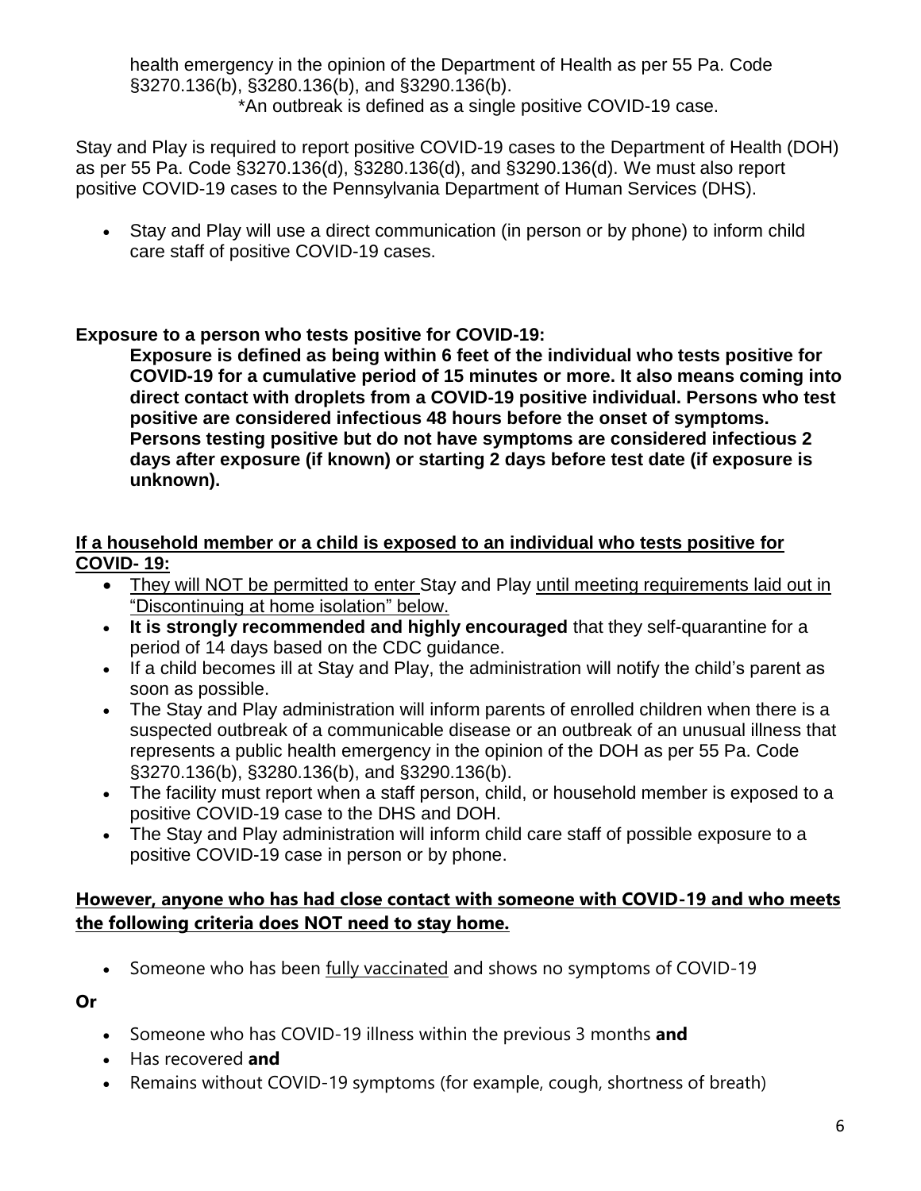health emergency in the opinion of the Department of Health as per 55 Pa. Code §3270.136(b), §3280.136(b), and §3290.136(b).

*An outbreak is defined as a single positive COVID-19 case.

Stay and Play is required to report positive COVID-19 cases to the Department of Health (DOH) as per 55 Pa. Code §3270.136(d), §3280.136(d), and §3290.136(d). We must also report positive COVID-19 cases to the Pennsylvania Department of Human Services (DHS).

- Stay and Play will use a direct communication (in person or by phone) to inform child care staff of positive COVID-19 cases.

**Exposure to a person who tests positive for COVID-19:**

**Exposure is defined as being within 6 feet of the individual who tests positive for COVID-19 for a cumulative period of 15 minutes or more. It also means coming into direct contact with droplets from a COVID-19 positive individual. Persons who test positive are considered infectious 48 hours before the onset of symptoms. Persons testing positive but do not have symptoms are considered infectious 2 days after exposure (if known) or starting 2 days before test date (if exposure is unknown).**

**If a household member or a child is exposed to an individual who tests positive for COVID- 19:**

- They will NOT be permitted to enter Stay and Play until meeting requirements laid out in "Discontinuing at home isolation" below.
- **It is strongly recommended and highly encouraged** that they self-quarantine for a period of 14 days based on the CDC guidance.
- If a child becomes ill at Stay and Play, the administration will notify the child's parent as soon as possible.
- The Stay and Play administration will inform parents of enrolled children when there is a suspected outbreak of a communicable disease or an outbreak of an unusual illness that represents a public health emergency in the opinion of the DOH as per 55 Pa. Code §3270.136(b), §3280.136(b), and §3290.136(b).
- The facility must report when a staff person, child, or household member is exposed to a positive COVID-19 case to the DHS and DOH.
- The Stay and Play administration will inform child care staff of possible exposure to a positive COVID-19 case in person or by phone.

**However, anyone who has had close contact with someone with COVID-19 and who meets the following criteria does NOT need to stay home.**

- Someone who has been fully vaccinated and shows no symptoms of COVID-19

**Or**

- Someone who has COVID-19 illness within the previous 3 months **and**
- Has recovered **and**
- Remains without COVID-19 symptoms (for example, cough, shortness of breath)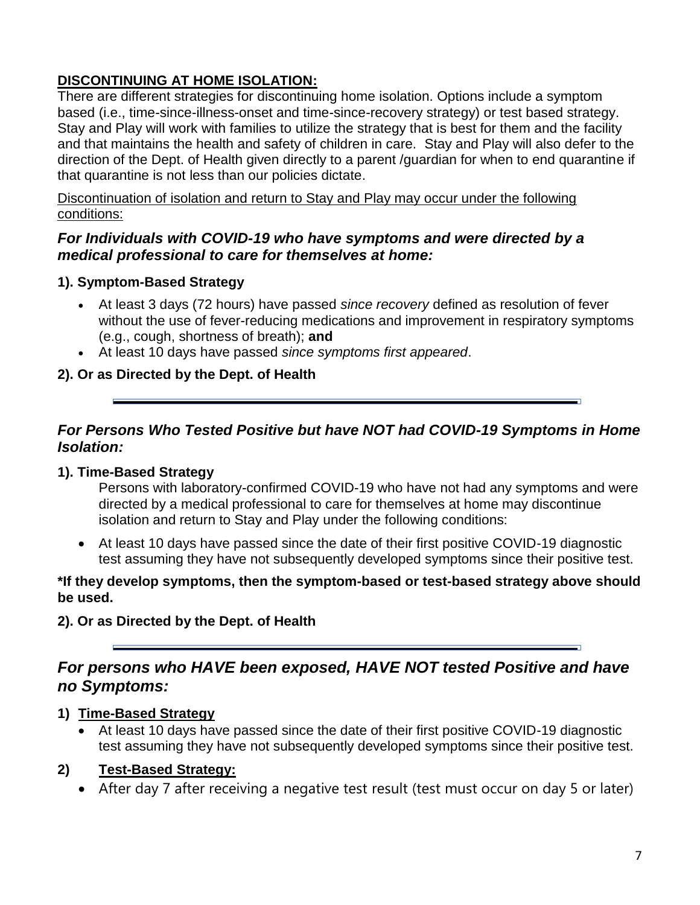## DISCONTINUING AT HOME ISOLATION:

There are different strategies for discontinuing home isolation. Options include a symptom based (i.e., time-since-illness-onset and time-since-recovery strategy) or test based strategy. Stay and Play will work with families to utilize the strategy that is best for them and the facility and that maintains the health and safety of children in care. Stay and Play will also defer to the direction of the Dept. of Health given directly to a parent /guardian for when to end quarantine if that quarantine is not less than our policies dictate.

Discontinuation of isolation and return to Stay and Play may occur under the following conditions:

### *For Individuals with COVID-19 who have symptoms and were directed by a medical professional to care for themselves at home:*

**1). Symptom-Based Strategy**

- At least 3 days (72 hours) have passed *since recovery* defined as resolution of fever without the use of fever-reducing medications and improvement in respiratory symptoms (e.g., cough, shortness of breath); **and**
- At least 10 days have passed *since symptoms first appeared*.

**2). Or as Directed by the Dept. of Health**

---

### *For Persons Who Tested Positive but have NOT had COVID-19 Symptoms in Home Isolation:*

**1). Time-Based Strategy**

Persons with laboratory-confirmed COVID-19 who have not had any symptoms and were directed by a medical professional to care for themselves at home may discontinue isolation and return to Stay and Play under the following conditions:

- At least 10 days have passed since the date of their first positive COVID-19 diagnostic test assuming they have not subsequently developed symptoms since their positive test.

**\*If they develop symptoms, then the symptom-based or test-based strategy above should be used.**

**2). Or as Directed by the Dept. of Health**

---

## *For persons who HAVE been exposed, HAVE NOT tested Positive and have no Symptoms:*

1) **Time-Based Strategy**
    - At least 10 days have passed since the date of their first positive COVID-19 diagnostic test assuming they have not subsequently developed symptoms since their positive test.

2) **Test-Based Strategy:**
    - After day 7 after receiving a negative test result (test must occur on day 5 or later)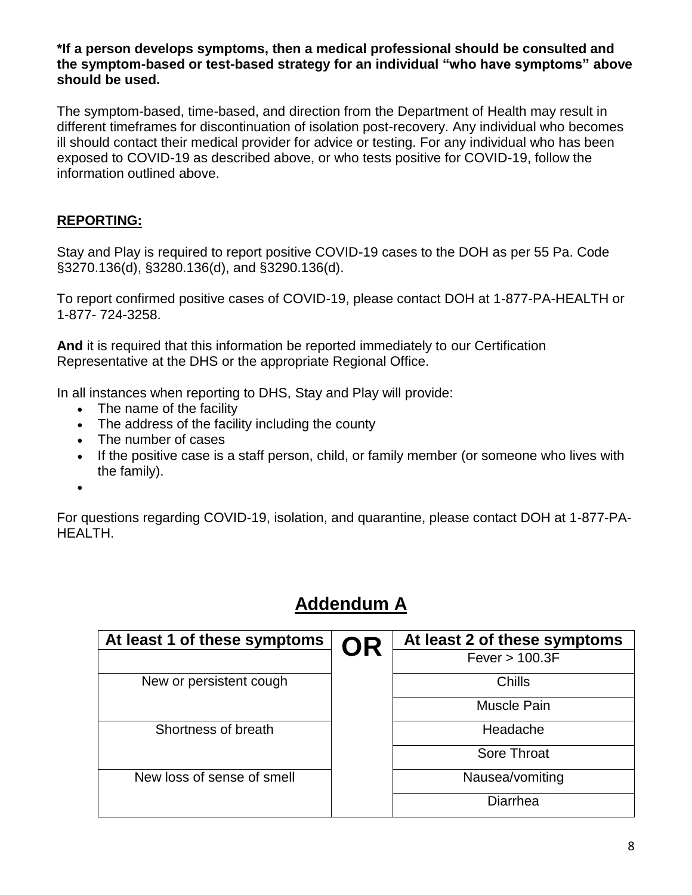**\*If a person develops symptoms, then a medical professional should be consulted and the symptom-based or test-based strategy for an individual "who have symptoms" above should be used.**

The symptom-based, time-based, and direction from the Department of Health may result in different timeframes for discontinuation of isolation post-recovery. Any individual who becomes ill should contact their medical provider for advice or testing. For any individual who has been exposed to COVID-19 as described above, or who tests positive for COVID-19, follow the information outlined above.

**REPORTING:**

Stay and Play is required to report positive COVID-19 cases to the DOH as per 55 Pa. Code §3270.136(d), §3280.136(d), and §3290.136(d).

To report confirmed positive cases of COVID-19, please contact DOH at 1-877-PA-HEALTH or 1-877- 724-3258.

**And** it is required that this information be reported immediately to our Certification Representative at the DHS or the appropriate Regional Office.

In all instances when reporting to DHS, Stay and Play will provide:

- The name of the facility
- The address of the facility including the county
- The number of cases
- If the positive case is a staff person, child, or family member (or someone who lives with the family).
-

For questions regarding COVID-19, isolation, and quarantine, please contact DOH at 1-877-PA-HEALTH.

# Addendum A

| At least 1 of these symptoms | OR | At least 2 of these symptoms |
|---|---|---|
| | | Fever > 100.3F |
| New or persistent cough | | Chills |
| | | Muscle Pain |
| Shortness of breath | | Headache |
| | | Sore Throat |
| New loss of sense of smell | | Nausea/vomiting |
| | | Diarrhea |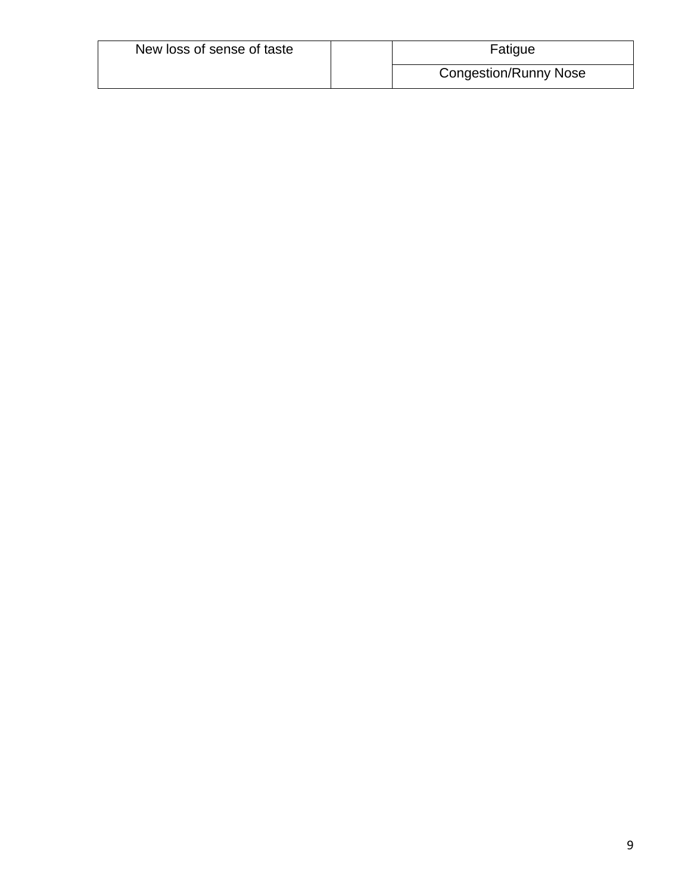| | | |
|---|---|---|
| New loss of sense of taste | | Fatigue |
| | | Congestion/Runny Nose |